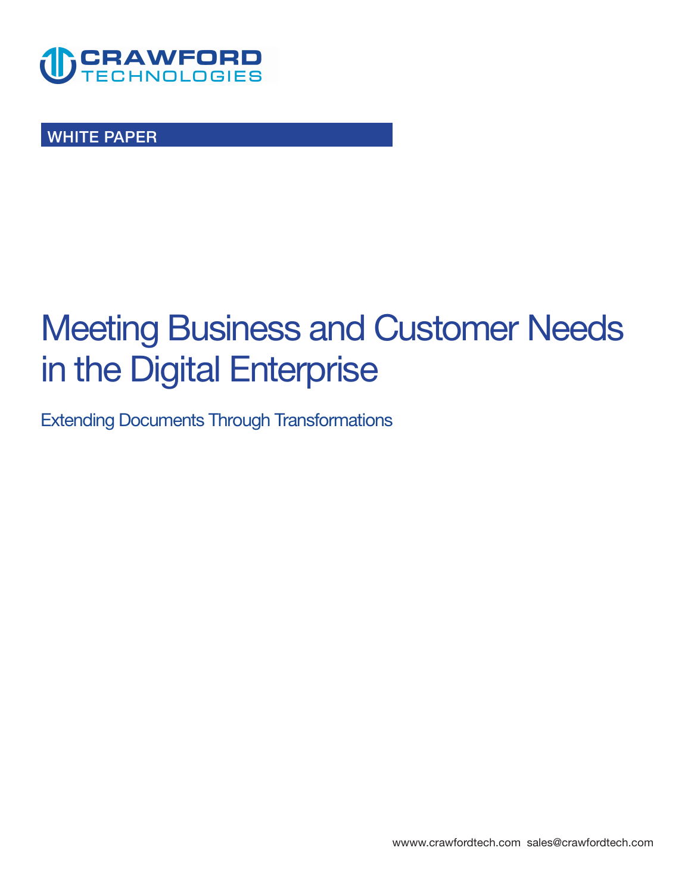CRAWFORD TECHNOLOGIES

WHITE PAPER

# Meeting Business and Customer Needs in the Digital Enterprise

## Extending Documents Through Transformations

wwww.crawfordtech.com sales@crawfordtech.com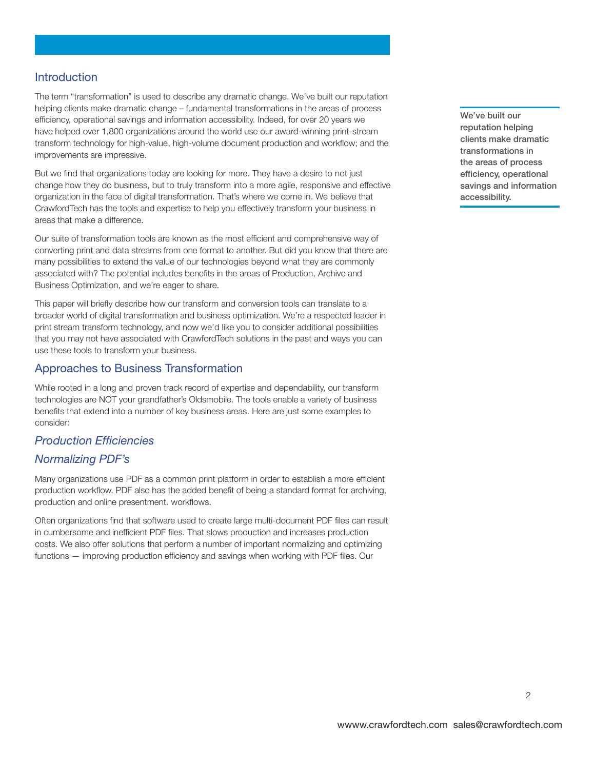## Introduction

The term "transformation" is used to describe any dramatic change. We've built our reputation helping clients make dramatic change – fundamental transformations in the areas of process efficiency, operational savings and information accessibility. Indeed, for over 20 years we have helped over 1,800 organizations around the world use our award-winning print-stream transform technology for high-value, high-volume document production and workflow; and the improvements are impressive.

> **We've built our reputation helping clients make dramatic transformations in the areas of process efficiency, operational savings and information accessibility.**

But we find that organizations today are looking for more. They have a desire to not just change how they do business, but to truly transform into a more agile, responsive and effective organization in the face of digital transformation. That's where we come in. We believe that CrawfordTech has the tools and expertise to help you effectively transform your business in areas that make a difference.

Our suite of transformation tools are known as the most efficient and comprehensive way of converting print and data streams from one format to another. But did you know that there are many possibilities to extend the value of our technologies beyond what they are commonly associated with? The potential includes benefits in the areas of Production, Archive and Business Optimization, and we're eager to share.

This paper will briefly describe how our transform and conversion tools can translate to a broader world of digital transformation and business optimization. We're a respected leader in print stream transform technology, and now we'd like you to consider additional possibilities that you may not have associated with CrawfordTech solutions in the past and ways you can use these tools to transform your business.

## Approaches to Business Transformation

While rooted in a long and proven track record of expertise and dependability, our transform technologies are NOT your grandfather's Oldsmobile. The tools enable a variety of business benefits that extend into a number of key business areas. Here are just some examples to consider:

### *Production Efficiencies*

### *Normalizing PDF's*

Many organizations use PDF as a common print platform in order to establish a more efficient production workflow. PDF also has the added benefit of being a standard format for archiving, production and online presentment. workflows.

Often organizations find that software used to create large multi-document PDF files can result in cumbersome and inefficient PDF files. That slows production and increases production costs. We also offer solutions that perform a number of important normalizing and optimizing functions — improving production efficiency and savings when working with PDF files. Our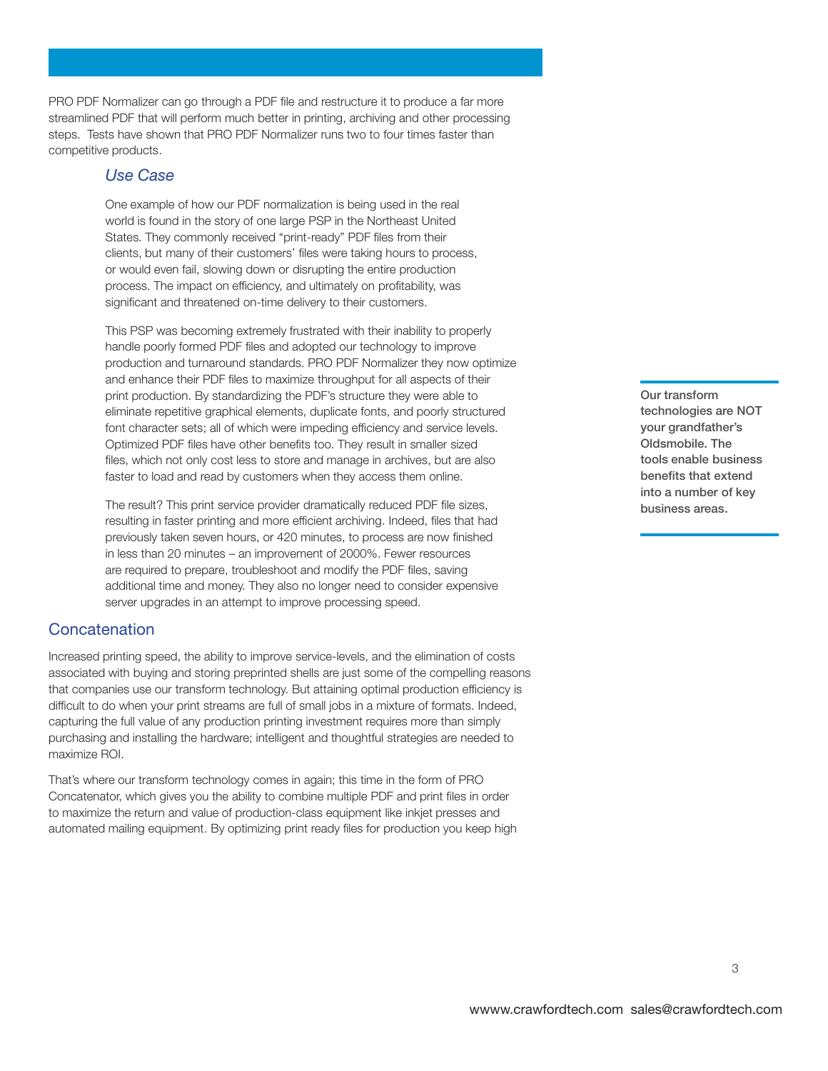PRO PDF Normalizer can go through a PDF file and restructure it to produce a far more streamlined PDF that will perform much better in printing, archiving and other processing steps. Tests have shown that PRO PDF Normalizer runs two to four times faster than competitive products.

### *Use Case*

One example of how our PDF normalization is being used in the real world is found in the story of one large PSP in the Northeast United States. They commonly received "print-ready" PDF files from their clients, but many of their customers' files were taking hours to process, or would even fail, slowing down or disrupting the entire production process. The impact on efficiency, and ultimately on profitability, was significant and threatened on-time delivery to their customers.

This PSP was becoming extremely frustrated with their inability to properly handle poorly formed PDF files and adopted our technology to improve production and turnaround standards. PRO PDF Normalizer they now optimize and enhance their PDF files to maximize throughput for all aspects of their print production. By standardizing the PDF's structure they were able to eliminate repetitive graphical elements, duplicate fonts, and poorly structured font character sets; all of which were impeding efficiency and service levels. Optimized PDF files have other benefits too. They result in smaller sized files, which not only cost less to store and manage in archives, but are also faster to load and read by customers when they access them online.

The result? This print service provider dramatically reduced PDF file sizes, resulting in faster printing and more efficient archiving. Indeed, files that had previously taken seven hours, or 420 minutes, to process are now finished in less than 20 minutes – an improvement of 2000%. Fewer resources are required to prepare, troubleshoot and modify the PDF files, saving additional time and money. They also no longer need to consider expensive server upgrades in an attempt to improve processing speed.

**Our transform technologies are NOT your grandfather's Oldsmobile. The tools enable business benefits that extend into a number of key business areas.**

## Concatenation

Increased printing speed, the ability to improve service-levels, and the elimination of costs associated with buying and storing preprinted shells are just some of the compelling reasons that companies use our transform technology. But attaining optimal production efficiency is difficult to do when your print streams are full of small jobs in a mixture of formats. Indeed, capturing the full value of any production printing investment requires more than simply purchasing and installing the hardware; intelligent and thoughtful strategies are needed to maximize ROI.

That's where our transform technology comes in again; this time in the form of PRO Concatenator, which gives you the ability to combine multiple PDF and print files in order to maximize the return and value of production-class equipment like inkjet presses and automated mailing equipment. By optimizing print ready files for production you keep high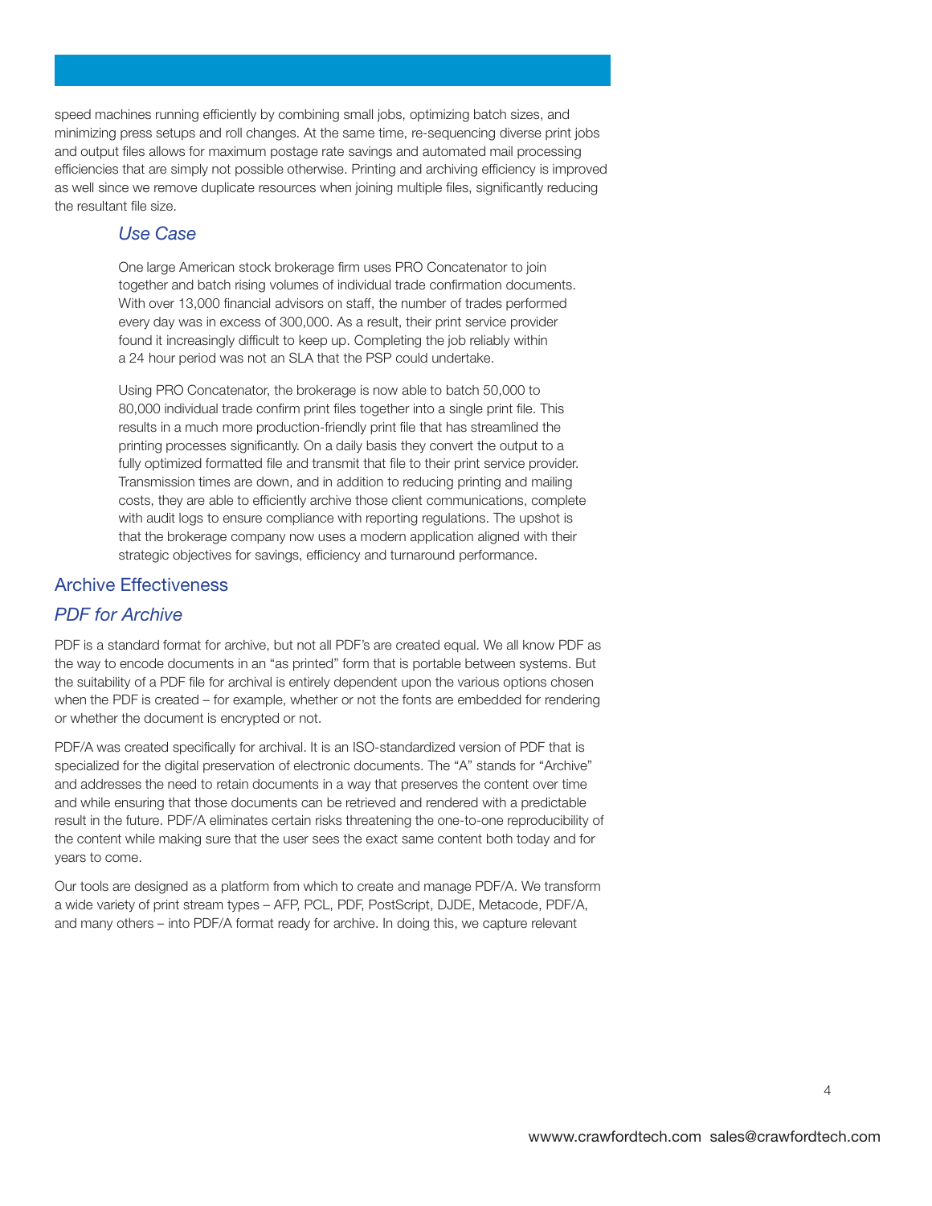speed machines running efficiently by combining small jobs, optimizing batch sizes, and minimizing press setups and roll changes. At the same time, re-sequencing diverse print jobs and output files allows for maximum postage rate savings and automated mail processing efficiencies that are simply not possible otherwise. Printing and archiving efficiency is improved as well since we remove duplicate resources when joining multiple files, significantly reducing the resultant file size.

### *Use Case*

One large American stock brokerage firm uses PRO Concatenator to join together and batch rising volumes of individual trade confirmation documents. With over 13,000 financial advisors on staff, the number of trades performed every day was in excess of 300,000. As a result, their print service provider found it increasingly difficult to keep up. Completing the job reliably within a 24 hour period was not an SLA that the PSP could undertake.

Using PRO Concatenator, the brokerage is now able to batch 50,000 to 80,000 individual trade confirm print files together into a single print file. This results in a much more production-friendly print file that has streamlined the printing processes significantly. On a daily basis they convert the output to a fully optimized formatted file and transmit that file to their print service provider. Transmission times are down, and in addition to reducing printing and mailing costs, they are able to efficiently archive those client communications, complete with audit logs to ensure compliance with reporting regulations. The upshot is that the brokerage company now uses a modern application aligned with their strategic objectives for savings, efficiency and turnaround performance.

## Archive Effectiveness

### *PDF for Archive*

PDF is a standard format for archive, but not all PDF's are created equal. We all know PDF as the way to encode documents in an "as printed" form that is portable between systems. But the suitability of a PDF file for archival is entirely dependent upon the various options chosen when the PDF is created – for example, whether or not the fonts are embedded for rendering or whether the document is encrypted or not.

PDF/A was created specifically for archival. It is an ISO-standardized version of PDF that is specialized for the digital preservation of electronic documents. The "A" stands for "Archive" and addresses the need to retain documents in a way that preserves the content over time and while ensuring that those documents can be retrieved and rendered with a predictable result in the future. PDF/A eliminates certain risks threatening the one-to-one reproducibility of the content while making sure that the user sees the exact same content both today and for years to come.

Our tools are designed as a platform from which to create and manage PDF/A. We transform a wide variety of print stream types – AFP, PCL, PDF, PostScript, DJDE, Metacode, PDF/A, and many others – into PDF/A format ready for archive. In doing this, we capture relevant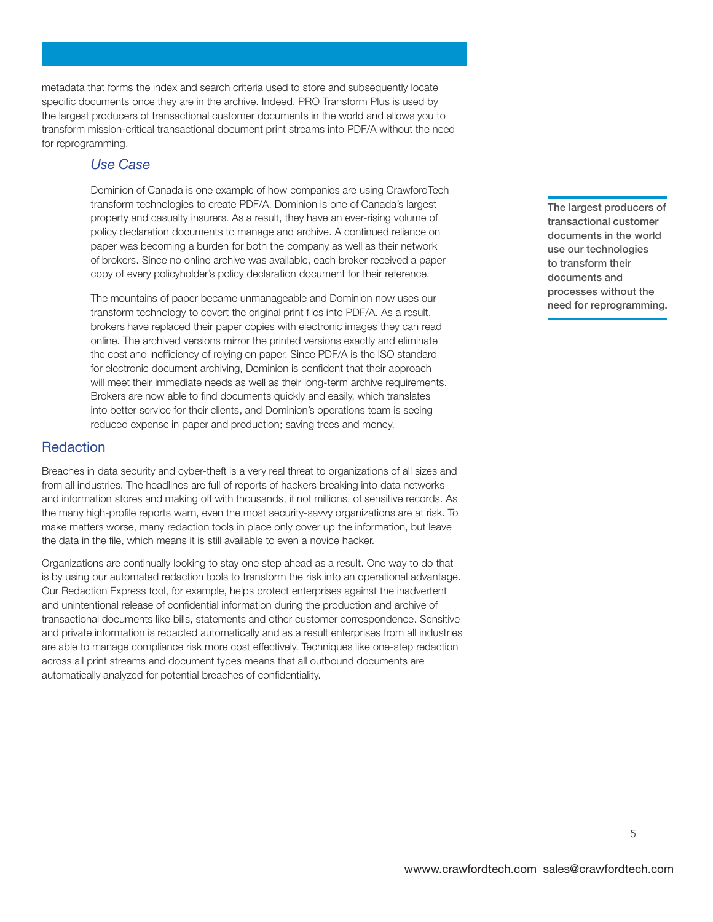metadata that forms the index and search criteria used to store and subsequently locate specific documents once they are in the archive. Indeed, PRO Transform Plus is used by the largest producers of transactional customer documents in the world and allows you to transform mission-critical transactional document print streams into PDF/A without the need for reprogramming.

### *Use Case*

Dominion of Canada is one example of how companies are using CrawfordTech transform technologies to create PDF/A. Dominion is one of Canada's largest property and casualty insurers. As a result, they have an ever-rising volume of policy declaration documents to manage and archive. A continued reliance on paper was becoming a burden for both the company as well as their network of brokers. Since no online archive was available, each broker received a paper copy of every policyholder's policy declaration document for their reference.

The mountains of paper became unmanageable and Dominion now uses our transform technology to covert the original print files into PDF/A. As a result, brokers have replaced their paper copies with electronic images they can read online. The archived versions mirror the printed versions exactly and eliminate the cost and inefficiency of relying on paper. Since PDF/A is the ISO standard for electronic document archiving, Dominion is confident that their approach will meet their immediate needs as well as their long-term archive requirements. Brokers are now able to find documents quickly and easily, which translates into better service for their clients, and Dominion's operations team is seeing reduced expense in paper and production; saving trees and money.

**The largest producers of transactional customer documents in the world use our technologies to transform their documents and processes without the need for reprogramming.**

## Redaction

Breaches in data security and cyber-theft is a very real threat to organizations of all sizes and from all industries. The headlines are full of reports of hackers breaking into data networks and information stores and making off with thousands, if not millions, of sensitive records. As the many high-profile reports warn, even the most security-savvy organizations are at risk. To make matters worse, many redaction tools in place only cover up the information, but leave the data in the file, which means it is still available to even a novice hacker.

Organizations are continually looking to stay one step ahead as a result. One way to do that is by using our automated redaction tools to transform the risk into an operational advantage. Our Redaction Express tool, for example, helps protect enterprises against the inadvertent and unintentional release of confidential information during the production and archive of transactional documents like bills, statements and other customer correspondence. Sensitive and private information is redacted automatically and as a result enterprises from all industries are able to manage compliance risk more cost effectively. Techniques like one-step redaction across all print streams and document types means that all outbound documents are automatically analyzed for potential breaches of confidentiality.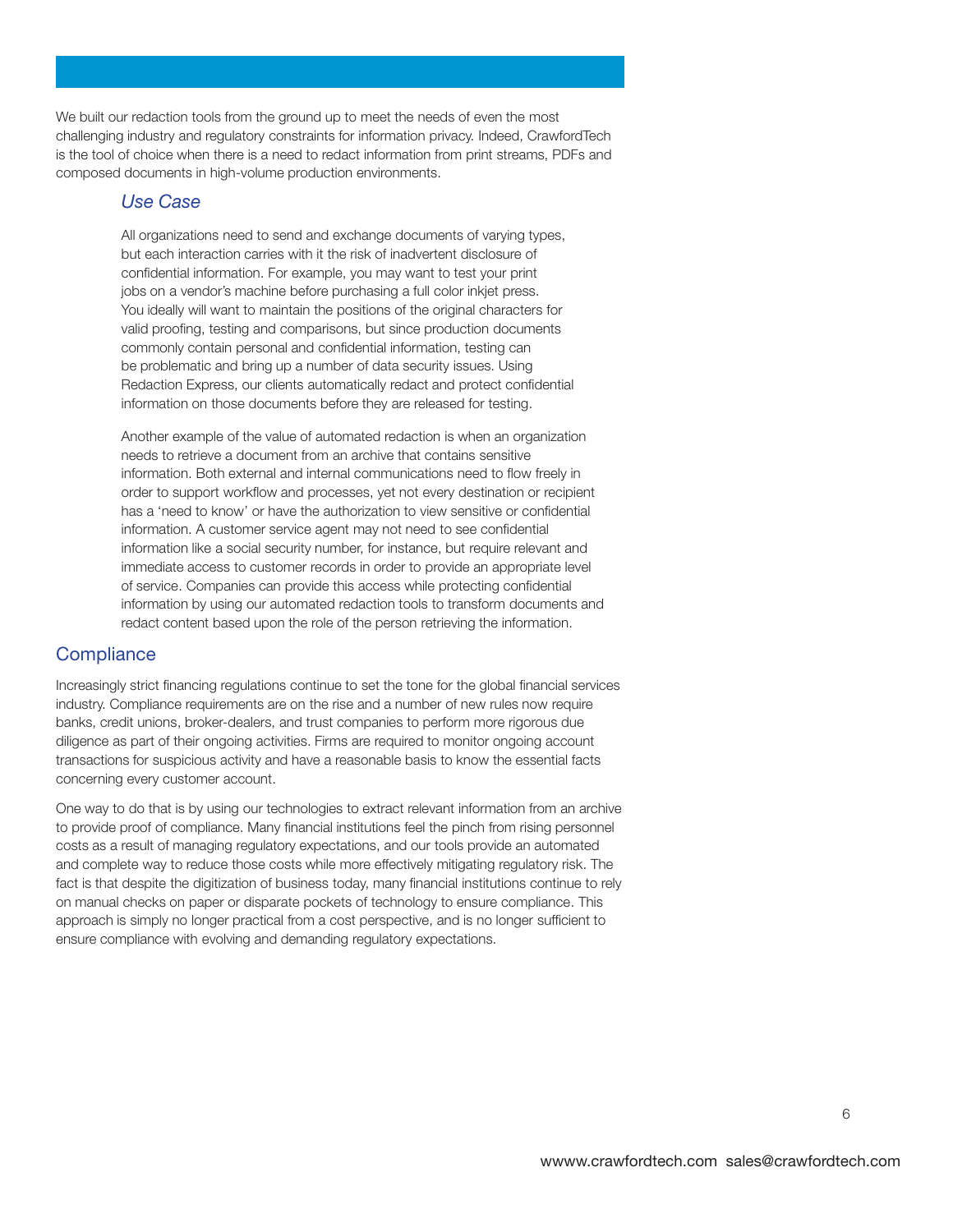We built our redaction tools from the ground up to meet the needs of even the most challenging industry and regulatory constraints for information privacy. Indeed, CrawfordTech is the tool of choice when there is a need to redact information from print streams, PDFs and composed documents in high-volume production environments.

### *Use Case*

All organizations need to send and exchange documents of varying types, but each interaction carries with it the risk of inadvertent disclosure of confidential information. For example, you may want to test your print jobs on a vendor's machine before purchasing a full color inkjet press. You ideally will want to maintain the positions of the original characters for valid proofing, testing and comparisons, but since production documents commonly contain personal and confidential information, testing can be problematic and bring up a number of data security issues. Using Redaction Express, our clients automatically redact and protect confidential information on those documents before they are released for testing.

Another example of the value of automated redaction is when an organization needs to retrieve a document from an archive that contains sensitive information. Both external and internal communications need to flow freely in order to support workflow and processes, yet not every destination or recipient has a 'need to know' or have the authorization to view sensitive or confidential information. A customer service agent may not need to see confidential information like a social security number, for instance, but require relevant and immediate access to customer records in order to provide an appropriate level of service. Companies can provide this access while protecting confidential information by using our automated redaction tools to transform documents and redact content based upon the role of the person retrieving the information.

## Compliance

Increasingly strict financing regulations continue to set the tone for the global financial services industry. Compliance requirements are on the rise and a number of new rules now require banks, credit unions, broker-dealers, and trust companies to perform more rigorous due diligence as part of their ongoing activities. Firms are required to monitor ongoing account transactions for suspicious activity and have a reasonable basis to know the essential facts concerning every customer account.

One way to do that is by using our technologies to extract relevant information from an archive to provide proof of compliance. Many financial institutions feel the pinch from rising personnel costs as a result of managing regulatory expectations, and our tools provide an automated and complete way to reduce those costs while more effectively mitigating regulatory risk. The fact is that despite the digitization of business today, many financial institutions continue to rely on manual checks on paper or disparate pockets of technology to ensure compliance. This approach is simply no longer practical from a cost perspective, and is no longer sufficient to ensure compliance with evolving and demanding regulatory expectations.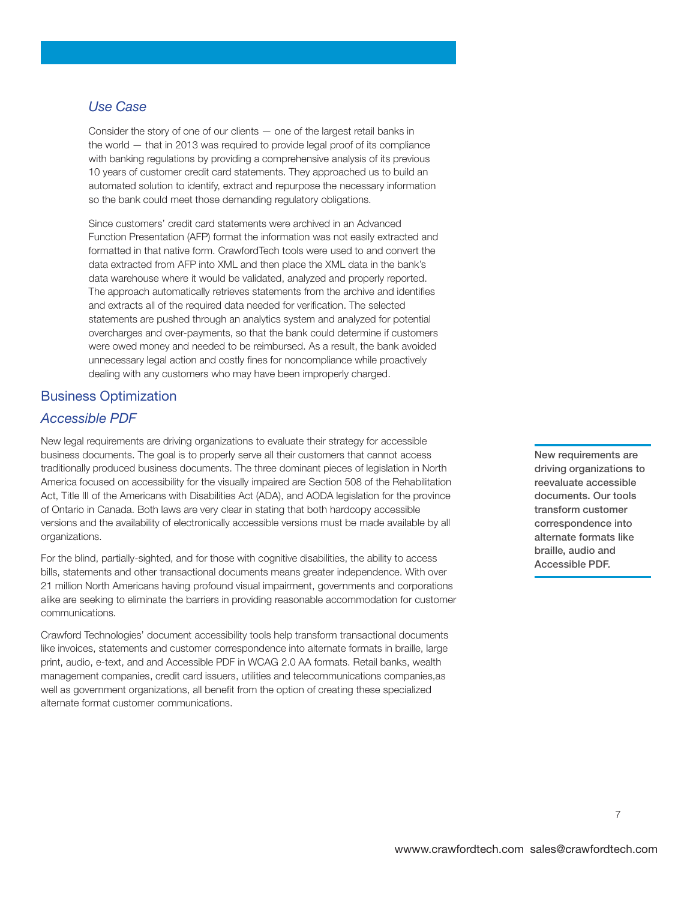### *Use Case*

Consider the story of one of our clients — one of the largest retail banks in the world — that in 2013 was required to provide legal proof of its compliance with banking regulations by providing a comprehensive analysis of its previous 10 years of customer credit card statements. They approached us to build an automated solution to identify, extract and repurpose the necessary information so the bank could meet those demanding regulatory obligations.

Since customers' credit card statements were archived in an Advanced Function Presentation (AFP) format the information was not easily extracted and formatted in that native form. CrawfordTech tools were used to and convert the data extracted from AFP into XML and then place the XML data in the bank's data warehouse where it would be validated, analyzed and properly reported. The approach automatically retrieves statements from the archive and identifies and extracts all of the required data needed for verification. The selected statements are pushed through an analytics system and analyzed for potential overcharges and over-payments, so that the bank could determine if customers were owed money and needed to be reimbursed. As a result, the bank avoided unnecessary legal action and costly fines for noncompliance while proactively dealing with any customers who may have been improperly charged.

## Business Optimization

### *Accessible PDF*

New legal requirements are driving organizations to evaluate their strategy for accessible business documents. The goal is to properly serve all their customers that cannot access traditionally produced business documents. The three dominant pieces of legislation in North America focused on accessibility for the visually impaired are Section 508 of the Rehabilitation Act, Title III of the Americans with Disabilities Act (ADA), and AODA legislation for the province of Ontario in Canada. Both laws are very clear in stating that both hardcopy accessible versions and the availability of electronically accessible versions must be made available by all organizations.

For the blind, partially-sighted, and for those with cognitive disabilities, the ability to access bills, statements and other transactional documents means greater independence. With over 21 million North Americans having profound visual impairment, governments and corporations alike are seeking to eliminate the barriers in providing reasonable accommodation for customer communications.

Crawford Technologies' document accessibility tools help transform transactional documents like invoices, statements and customer correspondence into alternate formats in braille, large print, audio, e-text, and and Accessible PDF in WCAG 2.0 AA formats. Retail banks, wealth management companies, credit card issuers, utilities and telecommunications companies,as well as government organizations, all benefit from the option of creating these specialized alternate format customer communications.

**New requirements are driving organizations to reevaluate accessible documents. Our tools transform customer correspondence into alternate formats like braille, audio and Accessible PDF.**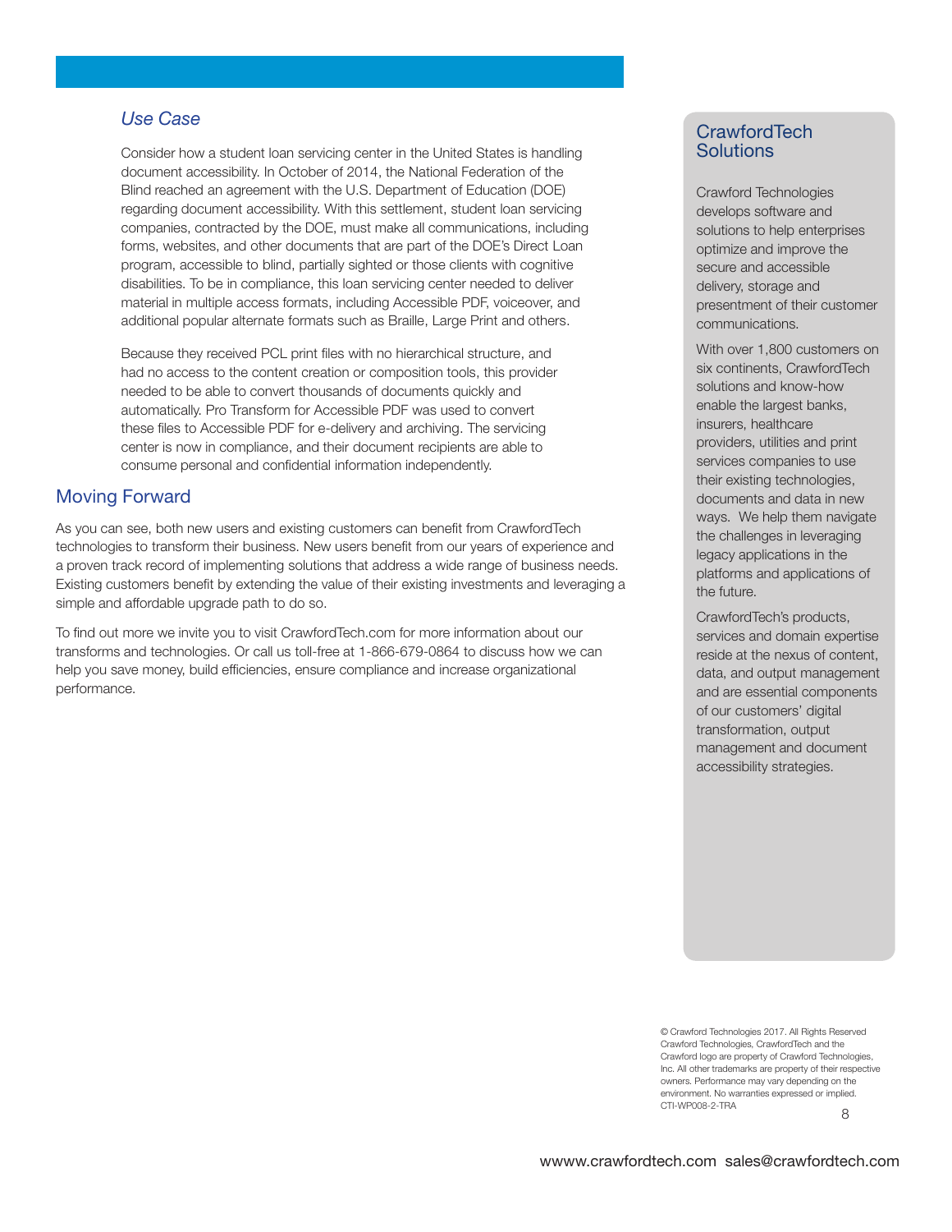### *Use Case*

Consider how a student loan servicing center in the United States is handling document accessibility. In October of 2014, the National Federation of the Blind reached an agreement with the U.S. Department of Education (DOE) regarding document accessibility. With this settlement, student loan servicing companies, contracted by the DOE, must make all communications, including forms, websites, and other documents that are part of the DOE's Direct Loan program, accessible to blind, partially sighted or those clients with cognitive disabilities. To be in compliance, this loan servicing center needed to deliver material in multiple access formats, including Accessible PDF, voiceover, and additional popular alternate formats such as Braille, Large Print and others.

Because they received PCL print files with no hierarchical structure, and had no access to the content creation or composition tools, this provider needed to be able to convert thousands of documents quickly and automatically. Pro Transform for Accessible PDF was used to convert these files to Accessible PDF for e-delivery and archiving. The servicing center is now in compliance, and their document recipients are able to consume personal and confidential information independently.

## Moving Forward

As you can see, both new users and existing customers can benefit from CrawfordTech technologies to transform their business. New users benefit from our years of experience and a proven track record of implementing solutions that address a wide range of business needs. Existing customers benefit by extending the value of their existing investments and leveraging a simple and affordable upgrade path to do so.

To find out more we invite you to visit CrawfordTech.com for more information about our transforms and technologies. Or call us toll-free at 1-866-679-0864 to discuss how we can help you save money, build efficiencies, ensure compliance and increase organizational performance.

## CrawfordTech Solutions

Crawford Technologies develops software and solutions to help enterprises optimize and improve the secure and accessible delivery, storage and presentment of their customer communications.

With over 1,800 customers on six continents, CrawfordTech solutions and know-how enable the largest banks, insurers, healthcare providers, utilities and print services companies to use their existing technologies, documents and data in new ways. We help them navigate the challenges in leveraging legacy applications in the platforms and applications of the future.

CrawfordTech's products, services and domain expertise reside at the nexus of content, data, and output management and are essential components of our customers' digital transformation, output management and document accessibility strategies.

© Crawford Technologies 2017. All Rights Reserved
Crawford Technologies, CrawfordTech and the Crawford logo are property of Crawford Technologies, Inc. All other trademarks are property of their respective owners. Performance may vary depending on the environment. No warranties expressed or implied.
CTI-WP008-2-TRA

wwww.crawfordtech.com sales@crawfordtech.com